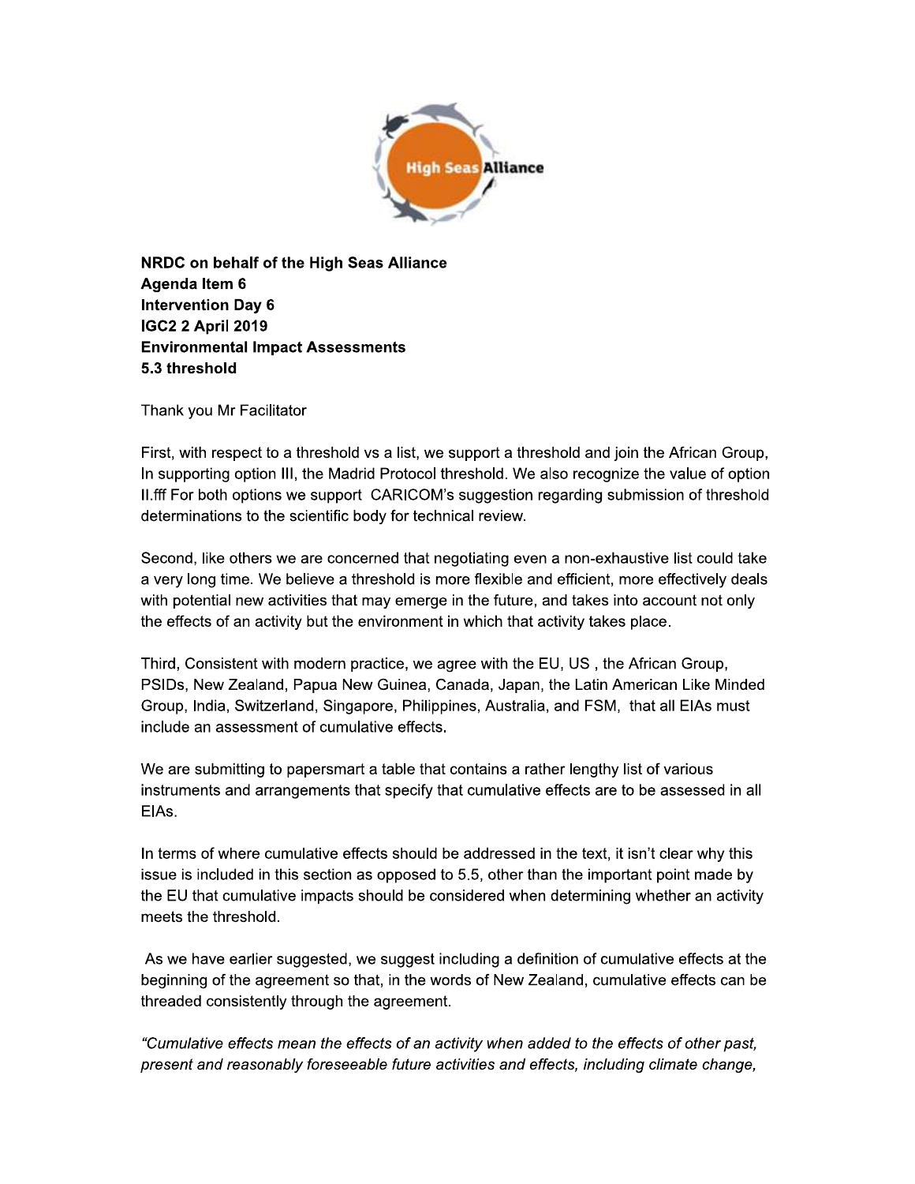**NRDC on behalf of the High Seas Alliance**
**Agenda Item 6**
**Intervention Day 6**
**IGC2 2 April 2019**
**Environmental Impact Assessments**
**5.3 threshold**

Thank you Mr Facilitator

First, with respect to a threshold vs a list, we support a threshold and join the African Group, In supporting option III, the Madrid Protocol threshold. We also recognize the value of option II.fff For both options we support CARICOM's suggestion regarding submission of threshold determinations to the scientific body for technical review.

Second, like others we are concerned that negotiating even a non-exhaustive list could take a very long time. We believe a threshold is more flexible and efficient, more effectively deals with potential new activities that may emerge in the future, and takes into account not only the effects of an activity but the environment in which that activity takes place.

Third, Consistent with modern practice, we agree with the EU, US , the African Group, PSIDs, New Zealand, Papua New Guinea, Canada, Japan, the Latin American Like Minded Group, India, Switzerland, Singapore, Philippines, Australia, and FSM, that all EIAs must include an assessment of cumulative effects.

We are submitting to papersmart a table that contains a rather lengthy list of various instruments and arrangements that specify that cumulative effects are to be assessed in all EIAs.

In terms of where cumulative effects should be addressed in the text, it isn't clear why this issue is included in this section as opposed to 5.5, other than the important point made by the EU that cumulative impacts should be considered when determining whether an activity meets the threshold.

As we have earlier suggested, we suggest including a definition of cumulative effects at the beginning of the agreement so that, in the words of New Zealand, cumulative effects can be threaded consistently through the agreement.

*"Cumulative effects mean the effects of an activity when added to the effects of other past, present and reasonably foreseeable future activities and effects, including climate change,*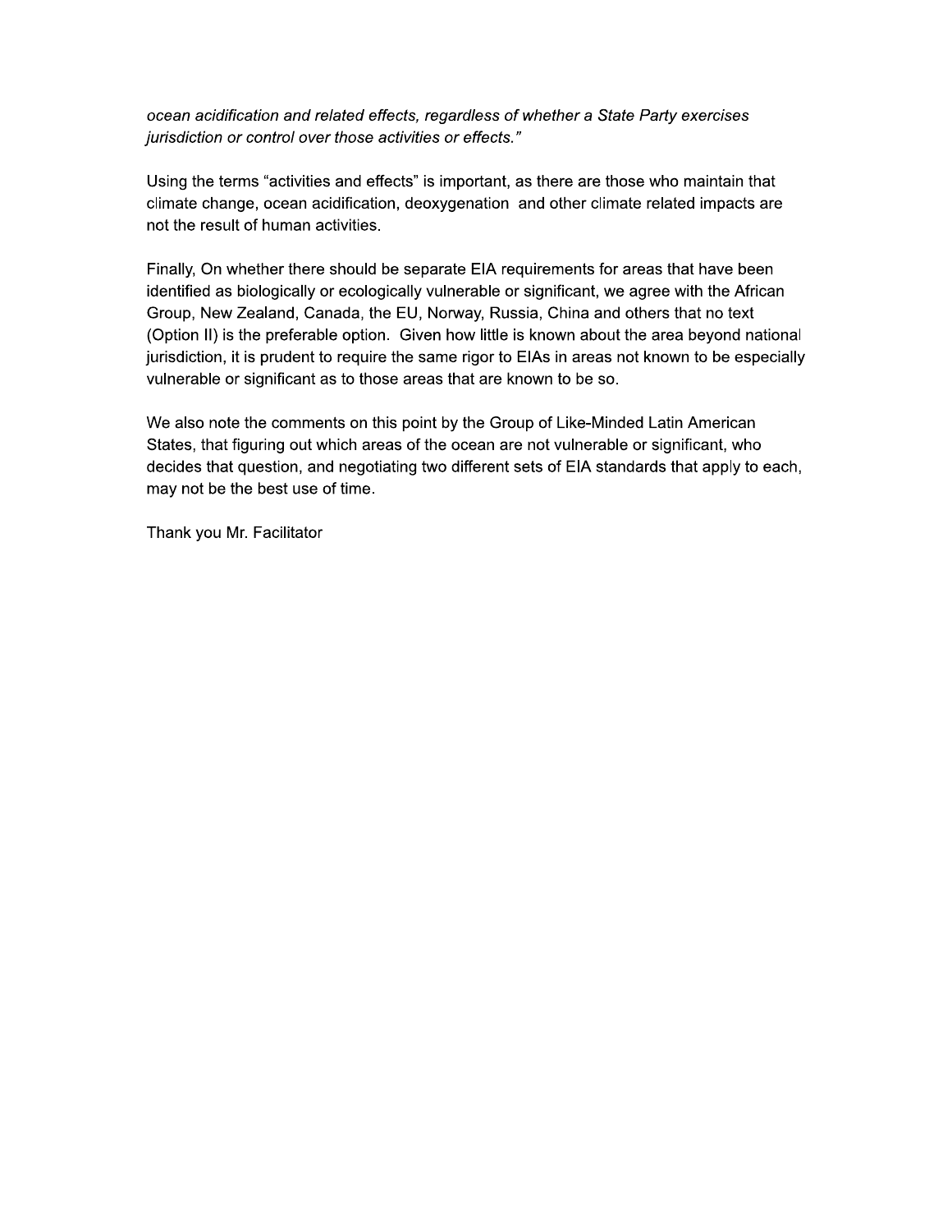*ocean acidification and related effects, regardless of whether a State Party exercises jurisdiction or control over those activities or effects."*

Using the terms "activities and effects" is important, as there are those who maintain that climate change, ocean acidification, deoxygenation  and other climate related impacts are not the result of human activities.

Finally, On whether there should be separate EIA requirements for areas that have been identified as biologically or ecologically vulnerable or significant, we agree with the African Group, New Zealand, Canada, the EU, Norway, Russia, China and others that no text (Option II) is the preferable option.  Given how little is known about the area beyond national jurisdiction, it is prudent to require the same rigor to EIAs in areas not known to be especially vulnerable or significant as to those areas that are known to be so.

We also note the comments on this point by the Group of Like-Minded Latin American States, that figuring out which areas of the ocean are not vulnerable or significant, who decides that question, and negotiating two different sets of EIA standards that apply to each, may not be the best use of time.

Thank you Mr. Facilitator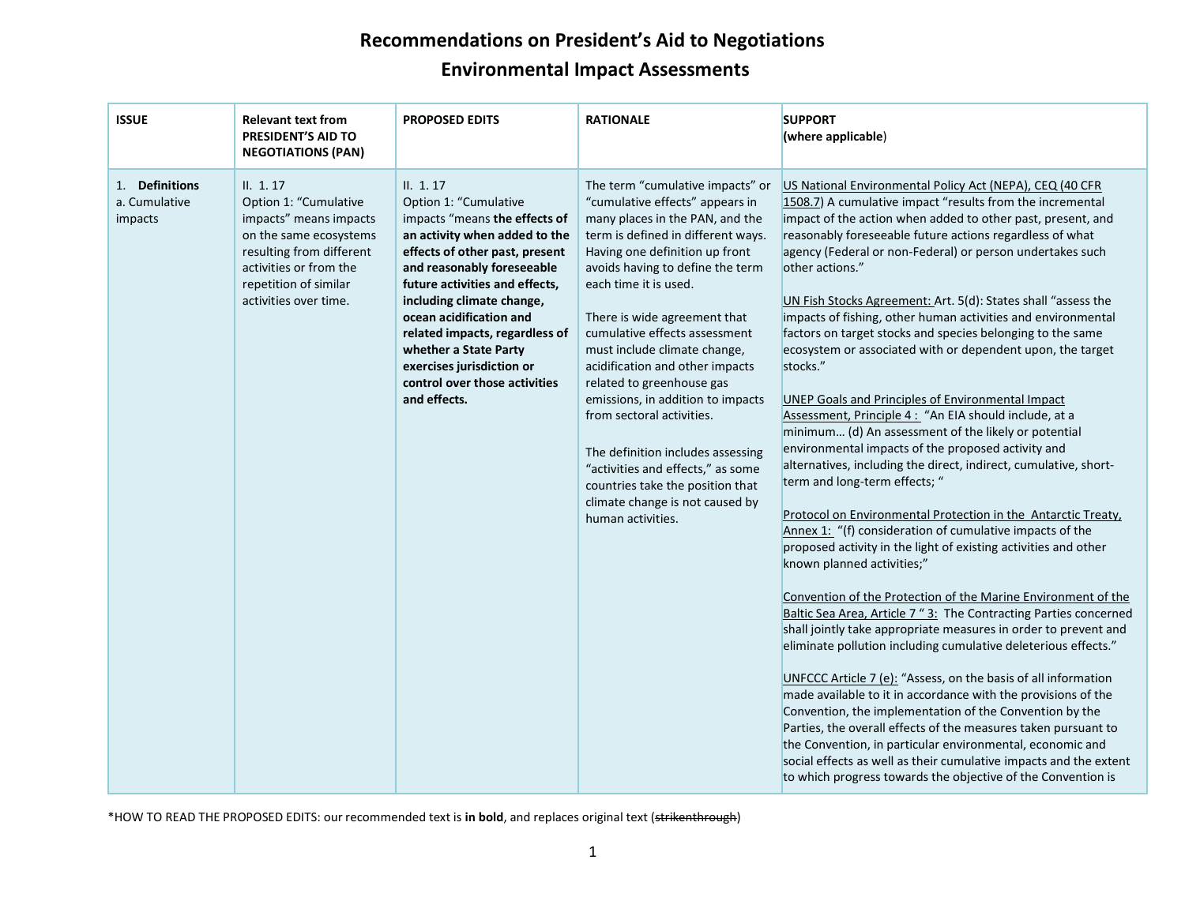# Recommendations on President's Aid to Negotiations

# Environmental Impact Assessments

| ISSUE | Relevant text from PRESIDENT'S AID TO NEGOTIATIONS (PAN) | PROPOSED EDITS | RATIONALE | SUPPORT (where applicable) |
|---|---|---|---|---|
| 1. **Definitions**<br>a. Cumulative impacts | II. 1. 17<br>Option 1: "Cumulative impacts" means impacts on the same ecosystems resulting from different activities or from the repetition of similar activities over time. | II. 1. 17<br>Option 1: "Cumulative impacts "means **the effects of an activity when added to the effects of other past, present and reasonably foreseeable future activities and effects, including climate change, ocean acidification and related impacts, regardless of whether a State Party exercises jurisdiction or control over those activities and effects.** | The term "cumulative impacts" or "cumulative effects" appears in many places in the PAN, and the term is defined in different ways. Having one definition up front avoids having to define the term each time it is used.<br><br>There is wide agreement that cumulative effects assessment must include climate change, acidification and other impacts related to greenhouse gas emissions, in addition to impacts from sectoral activities.<br><br>The definition includes assessing "activities and effects," as some countries take the position that climate change is not caused by human activities. | US National Environmental Policy Act (NEPA), CEQ (40 CFR 1508.7) A cumulative impact "results from the incremental impact of the action when added to other past, present, and reasonably foreseeable future actions regardless of what agency (Federal or non-Federal) or person undertakes such other actions."<br><br>UN Fish Stocks Agreement: Art. 5(d): States shall "assess the impacts of fishing, other human activities and environmental factors on target stocks and species belonging to the same ecosystem or associated with or dependent upon, the target stocks."<br><br>UNEP Goals and Principles of Environmental Impact Assessment, Principle 4 : "An EIA should include, at a minimum… (d) An assessment of the likely or potential environmental impacts of the proposed activity and alternatives, including the direct, indirect, cumulative, short-term and long-term effects; "<br><br>Protocol on Environmental Protection in the Antarctic Treaty, Annex 1: "(f) consideration of cumulative impacts of the proposed activity in the light of existing activities and other known planned activities;"<br><br>Convention of the Protection of the Marine Environment of the Baltic Sea Area, Article 7 " 3: The Contracting Parties concerned shall jointly take appropriate measures in order to prevent and eliminate pollution including cumulative deleterious effects."<br><br>UNFCCC Article 7 (e): "Assess, on the basis of all information made available to it in accordance with the provisions of the Convention, the implementation of the Convention by the Parties, the overall effects of the measures taken pursuant to the Convention, in particular environmental, economic and social effects as well as their cumulative impacts and the extent to which progress towards the objective of the Convention is |

*HOW TO READ THE PROPOSED EDITS: our recommended text is **in bold**, and replaces original text (~~strikenthrough~~)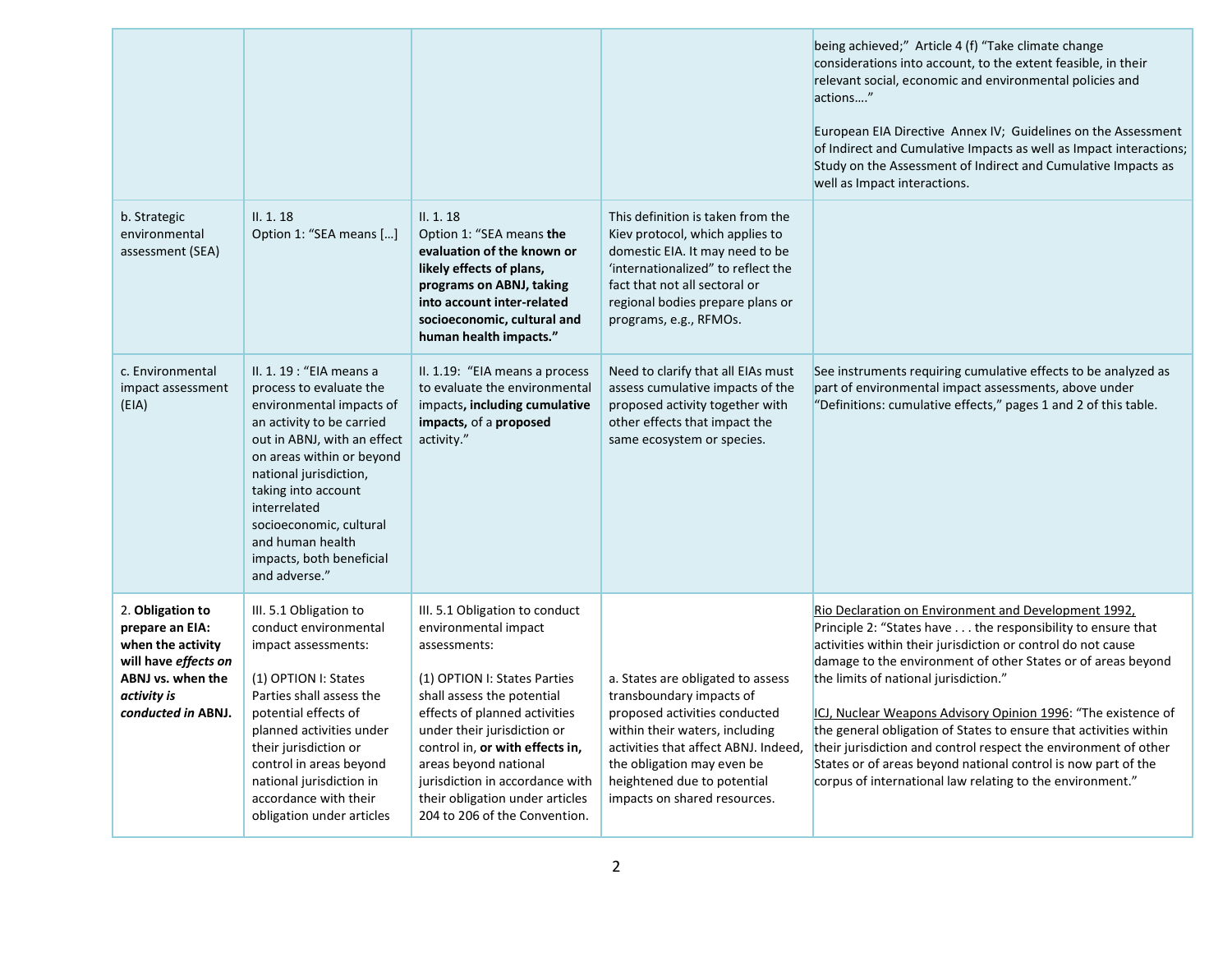| | | | | |
|---|---|---|---|---|
| | | | | being achieved;" Article 4 (f) "Take climate change considerations into account, to the extent feasible, in their relevant social, economic and environmental policies and actions…."<br><br>European EIA Directive Annex IV; Guidelines on the Assessment of Indirect and Cumulative Impacts as well as Impact interactions; Study on the Assessment of Indirect and Cumulative Impacts as well as Impact interactions. |
| b. Strategic environmental assessment (SEA) | II. 1. 18<br>Option 1: "SEA means […] | II. 1. 18<br>Option 1: "SEA means **the evaluation of the known or likely effects of plans, programs on ABNJ, taking into account inter-related socioeconomic, cultural and human health impacts."** | This definition is taken from the Kiev protocol, which applies to domestic EIA. It may need to be 'internationalized" to reflect the fact that not all sectoral or regional bodies prepare plans or programs, e.g., RFMOs. | |
| c. Environmental impact assessment (EIA) | II. 1. 19 : "EIA means a process to evaluate the environmental impacts of an activity to be carried out in ABNJ, with an effect on areas within or beyond national jurisdiction, taking into account interrelated socioeconomic, cultural and human health impacts, both beneficial and adverse." | II. 1.19: "EIA means a process to evaluate the environmental impacts**, including cumulative impacts,** of a **proposed** activity." | Need to clarify that all EIAs must assess cumulative impacts of the proposed activity together with other effects that impact the same ecosystem or species. | See instruments requiring cumulative effects to be analyzed as part of environmental impact assessments, above under "Definitions: cumulative effects," pages 1 and 2 of this table. |
| 2. **Obligation to prepare an EIA: when the activity will have *effects on* ABNJ vs. when the *activity is conducted in* ABNJ.** | III. 5.1 Obligation to conduct environmental impact assessments:<br><br>(1) OPTION I: States Parties shall assess the potential effects of planned activities under their jurisdiction or control in areas beyond national jurisdiction in accordance with their obligation under articles | III. 5.1 Obligation to conduct environmental impact assessments:<br><br>(1) OPTION I: States Parties shall assess the potential effects of planned activities under their jurisdiction or control in, **or with effects in,** areas beyond national jurisdiction in accordance with their obligation under articles 204 to 206 of the Convention. | a. States are obligated to assess transboundary impacts of proposed activities conducted within their waters, including activities that affect ABNJ. Indeed, the obligation may even be heightened due to potential impacts on shared resources. | Rio Declaration on Environment and Development 1992, Principle 2: "States have . . . the responsibility to ensure that activities within their jurisdiction or control do not cause damage to the environment of other States or of areas beyond the limits of national jurisdiction."<br><br>ICJ, Nuclear Weapons Advisory Opinion 1996: "The existence of the general obligation of States to ensure that activities within their jurisdiction and control respect the environment of other States or of areas beyond national control is now part of the corpus of international law relating to the environment." |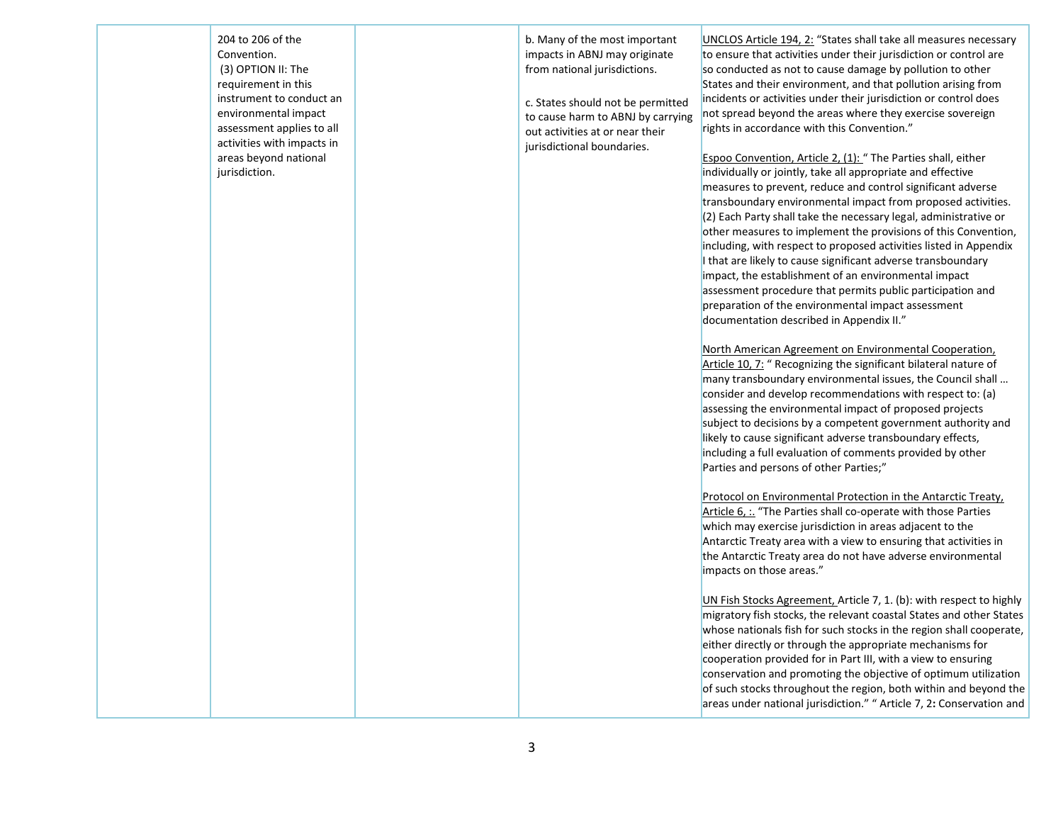|  | 204 to 206 of the Convention.<br>(3) OPTION II: The requirement in this instrument to conduct an environmental impact assessment applies to all activities with impacts in areas beyond national jurisdiction. |  | b. Many of the most important impacts in ABNJ may originate from national jurisdictions.<br><br>c. States should not be permitted to cause harm to ABNJ by carrying out activities at or near their jurisdictional boundaries. | UNCLOS Article 194, 2: "States shall take all measures necessary to ensure that activities under their jurisdiction or control are so conducted as not to cause damage by pollution to other States and their environment, and that pollution arising from incidents or activities under their jurisdiction or control does not spread beyond the areas where they exercise sovereign rights in accordance with this Convention."<br><br>Espoo Convention, Article 2, (1): " The Parties shall, either individually or jointly, take all appropriate and effective measures to prevent, reduce and control significant adverse transboundary environmental impact from proposed activities. (2) Each Party shall take the necessary legal, administrative or other measures to implement the provisions of this Convention, including, with respect to proposed activities listed in Appendix I that are likely to cause significant adverse transboundary impact, the establishment of an environmental impact assessment procedure that permits public participation and preparation of the environmental impact assessment documentation described in Appendix II."<br><br>North American Agreement on Environmental Cooperation, Article 10, 7: " Recognizing the significant bilateral nature of many transboundary environmental issues, the Council shall … consider and develop recommendations with respect to: (a) assessing the environmental impact of proposed projects subject to decisions by a competent government authority and likely to cause significant adverse transboundary effects, including a full evaluation of comments provided by other Parties and persons of other Parties;"<br><br>Protocol on Environmental Protection in the Antarctic Treaty, Article 6, :. "The Parties shall co-operate with those Parties which may exercise jurisdiction in areas adjacent to the Antarctic Treaty area with a view to ensuring that activities in the Antarctic Treaty area do not have adverse environmental impacts on those areas."<br><br>UN Fish Stocks Agreement, Article 7, 1. (b): with respect to highly migratory fish stocks, the relevant coastal States and other States whose nationals fish for such stocks in the region shall cooperate, either directly or through the appropriate mechanisms for cooperation provided for in Part III, with a view to ensuring conservation and promoting the objective of optimum utilization of such stocks throughout the region, both within and beyond the areas under national jurisdiction." " Article 7, 2**:** Conservation and |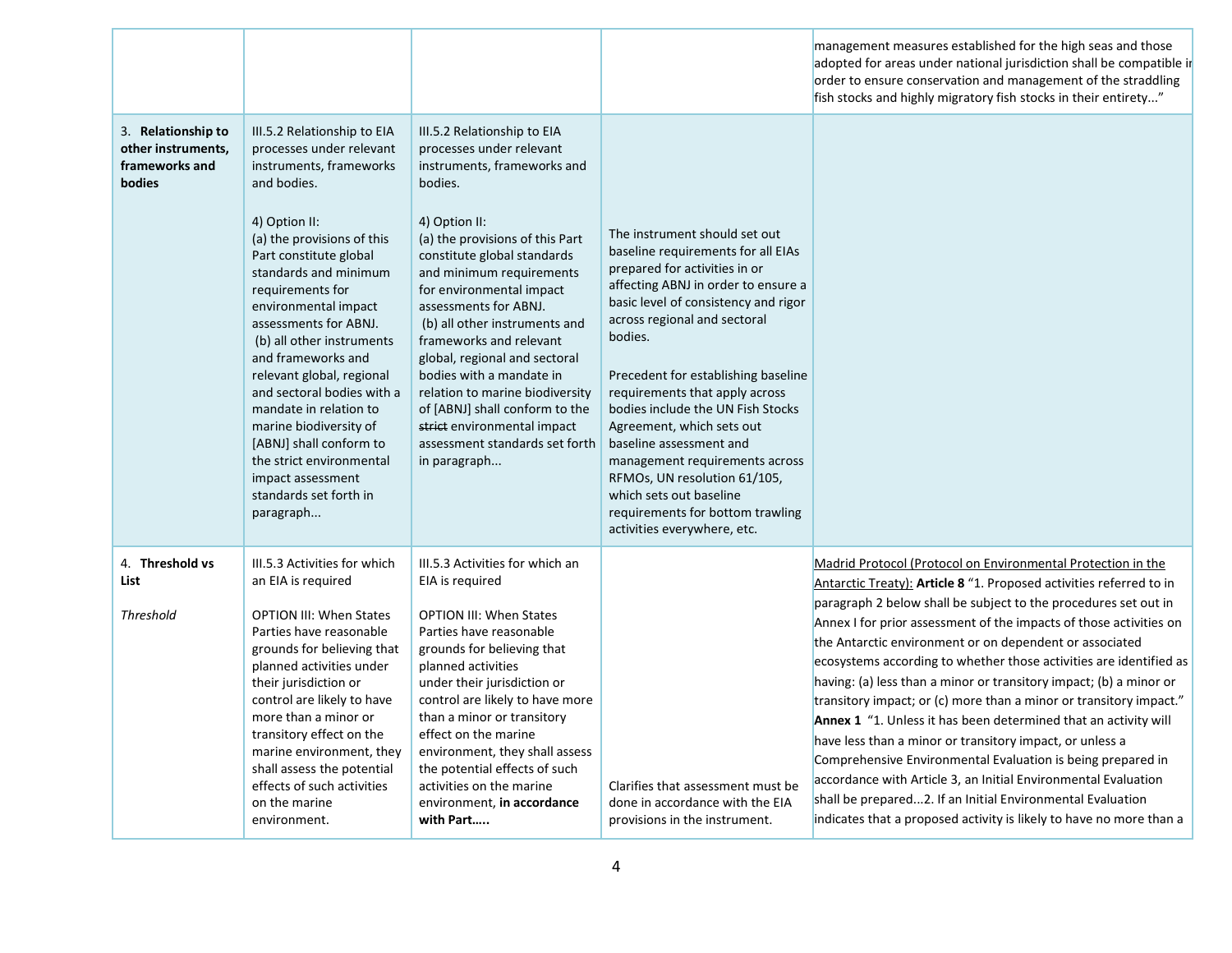| | | | | |
|---|---|---|---|---|
| | | | | management measures established for the high seas and those adopted for areas under national jurisdiction shall be compatible in order to ensure conservation and management of the straddling fish stocks and highly migratory fish stocks in their entirety..." |
| 3. **Relationship to other instruments, frameworks and bodies** | III.5.2 Relationship to EIA processes under relevant instruments, frameworks and bodies.<br><br>4) Option II:<br>(a) the provisions of this Part constitute global standards and minimum requirements for environmental impact assessments for ABNJ.<br>(b) all other instruments and frameworks and relevant global, regional and sectoral bodies with a mandate in relation to marine biodiversity of [ABNJ] shall conform to the strict environmental impact assessment standards set forth in paragraph... | III.5.2 Relationship to EIA processes under relevant instruments, frameworks and bodies.<br><br>4) Option II:<br>(a) the provisions of this Part constitute global standards and minimum requirements for environmental impact assessments for ABNJ.<br>(b) all other instruments and frameworks and relevant global, regional and sectoral bodies with a mandate in relation to marine biodiversity of [ABNJ] shall conform to the ~~strict~~ environmental impact assessment standards set forth in paragraph... | The instrument should set out baseline requirements for all EIAs prepared for activities in or affecting ABNJ in order to ensure a basic level of consistency and rigor across regional and sectoral bodies.<br><br>Precedent for establishing baseline requirements that apply across bodies include the UN Fish Stocks Agreement, which sets out baseline assessment and management requirements across RFMOs, UN resolution 61/105, which sets out baseline requirements for bottom trawling activities everywhere, etc. | |
| 4. **Threshold vs List**<br><br>*Threshold* | III.5.3 Activities for which an EIA is required<br><br>OPTION III: When States Parties have reasonable grounds for believing that planned activities under their jurisdiction or control are likely to have more than a minor or transitory effect on the marine environment, they shall assess the potential effects of such activities on the marine environment. | III.5.3 Activities for which an EIA is required<br><br>OPTION III: When States Parties have reasonable grounds for believing that planned activities under their jurisdiction or control are likely to have more than a minor or transitory effect on the marine environment, they shall assess the potential effects of such activities on the marine environment, **in accordance with Part…..** | Clarifies that assessment must be done in accordance with the EIA provisions in the instrument. | Madrid Protocol (Protocol on Environmental Protection in the Antarctic Treaty): **Article 8** "1. Proposed activities referred to in paragraph 2 below shall be subject to the procedures set out in Annex I for prior assessment of the impacts of those activities on the Antarctic environment or on dependent or associated ecosystems according to whether those activities are identified as having: (a) less than a minor or transitory impact; (b) a minor or transitory impact; or (c) more than a minor or transitory impact."<br>**Annex 1** "1. Unless it has been determined that an activity will have less than a minor or transitory impact, or unless a Comprehensive Environmental Evaluation is being prepared in accordance with Article 3, an Initial Environmental Evaluation shall be prepared...2. If an Initial Environmental Evaluation indicates that a proposed activity is likely to have no more than a |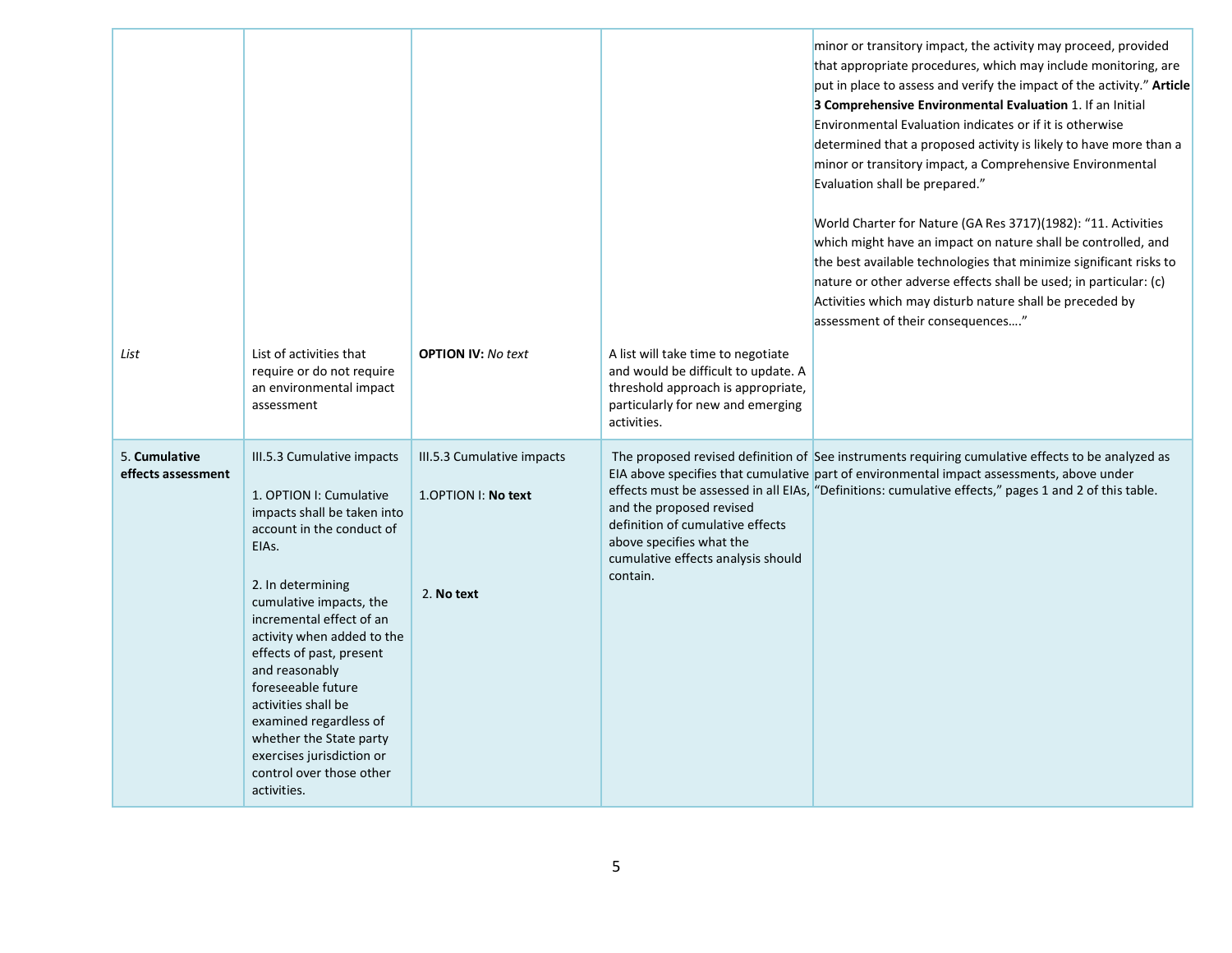| | | | | |
|---|---|---|---|---|
| | | | | minor or transitory impact, the activity may proceed, provided that appropriate procedures, which may include monitoring, are put in place to assess and verify the impact of the activity." **Article 3 Comprehensive Environmental Evaluation** 1. If an Initial Environmental Evaluation indicates or if it is otherwise determined that a proposed activity is likely to have more than a minor or transitory impact, a Comprehensive Environmental Evaluation shall be prepared."<br><br>World Charter for Nature (GA Res 3717)(1982): "11. Activities which might have an impact on nature shall be controlled, and the best available technologies that minimize significant risks to nature or other adverse effects shall be used; in particular: (c) Activities which may disturb nature shall be preceded by assessment of their consequences…." |
| *List* | List of activities that require or do not require an environmental impact assessment | **OPTION IV:** *No text* | A list will take time to negotiate and would be difficult to update. A threshold approach is appropriate, particularly for new and emerging activities. | |
| 5. **Cumulative effects assessment** | III.5.3 Cumulative impacts<br><br>1. OPTION I: Cumulative impacts shall be taken into account in the conduct of EIAs.<br><br>2. In determining cumulative impacts, the incremental effect of an activity when added to the effects of past, present and reasonably foreseeable future activities shall be examined regardless of whether the State party exercises jurisdiction or control over those other activities. | III.5.3 Cumulative impacts<br><br>1.OPTION I: **No text**<br><br>2. **No text** | The proposed revised definition of EIA above specifies that cumulative effects must be assessed in all EIAs, and the proposed revised definition of cumulative effects above specifies what the cumulative effects analysis should contain. | See instruments requiring cumulative effects to be analyzed as part of environmental impact assessments, above under "Definitions: cumulative effects," pages 1 and 2 of this table. |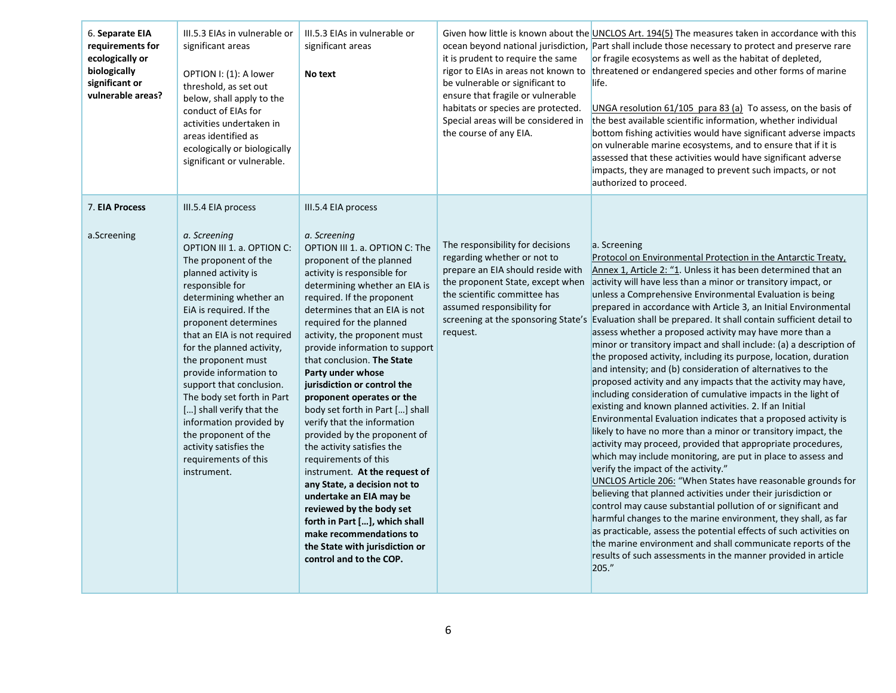| | | | | |
|---|---|---|---|---|
| 6. **Separate EIA requirements for ecologically or biologically significant or vulnerable areas?** | III.5.3 EIAs in vulnerable or significant areas<br><br>OPTION I: (1): A lower threshold, as set out below, shall apply to the conduct of EIAs for activities undertaken in areas identified as ecologically or biologically significant or vulnerable. | III.5.3 EIAs in vulnerable or significant areas<br><br>**No text** | Given how little is known about the ocean beyond national jurisdiction, it is prudent to require the same rigor to EIAs in areas not known to be vulnerable or significant to ensure that fragile or vulnerable habitats or species are protected. Special areas will be considered in the course of any EIA. | UNCLOS Art. 194(5) The measures taken in accordance with this Part shall include those necessary to protect and preserve rare or fragile ecosystems as well as the habitat of depleted, threatened or endangered species and other forms of marine life.<br><br>UNGA resolution 61/105 para 83 (a) To assess, on the basis of the best available scientific information, whether individual bottom fishing activities would have significant adverse impacts on vulnerable marine ecosystems, and to ensure that if it is assessed that these activities would have significant adverse impacts, they are managed to prevent such impacts, or not authorized to proceed. |
| 7. **EIA Process**<br><br>a.Screening | III.5.4 EIA process<br><br>*a. Screening*<br>OPTION III 1. a. OPTION C: The proponent of the planned activity is responsible for determining whether an EiA is required. If the proponent determines that an EIA is not required for the planned activity, the proponent must provide information to support that conclusion. The body set forth in Part […] shall verify that the information provided by the proponent of the activity satisfies the requirements of this instrument. | III.5.4 EIA process<br><br>*a. Screening*<br>OPTION III 1. a. OPTION C: The proponent of the planned activity is responsible for determining whether an EIA is required. If the proponent determines that an EIA is not required for the planned activity, the proponent must provide information to support that conclusion. **The State Party under whose jurisdiction or control the proponent operates or the** body set forth in Part […] shall verify that the information provided by the proponent of the activity satisfies the requirements of this instrument. **At the request of any State, a decision not to undertake an EIA may be reviewed by the body set forth in Part […], which shall make recommendations to the State with jurisdiction or control and to the COP.** | The responsibility for decisions regarding whether or not to prepare an EIA should reside with the proponent State, except when the scientific committee has assumed responsibility for screening at the sponsoring State's request. | a. Screening<br>Protocol on Environmental Protection in the Antarctic Treaty, Annex 1, Article 2: "1. Unless it has been determined that an activity will have less than a minor or transitory impact, or unless a Comprehensive Environmental Evaluation is being prepared in accordance with Article 3, an Initial Environmental Evaluation shall be prepared. It shall contain sufficient detail to assess whether a proposed activity may have more than a minor or transitory impact and shall include: (a) a description of the proposed activity, including its purpose, location, duration and intensity; and (b) consideration of alternatives to the proposed activity and any impacts that the activity may have, including consideration of cumulative impacts in the light of existing and known planned activities. 2. If an Initial Environmental Evaluation indicates that a proposed activity is likely to have no more than a minor or transitory impact, the activity may proceed, provided that appropriate procedures, which may include monitoring, are put in place to assess and verify the impact of the activity."<br>UNCLOS Article 206: "When States have reasonable grounds for believing that planned activities under their jurisdiction or control may cause substantial pollution of or significant and harmful changes to the marine environment, they shall, as far as practicable, assess the potential effects of such activities on the marine environment and shall communicate reports of the results of such assessments in the manner provided in article 205." |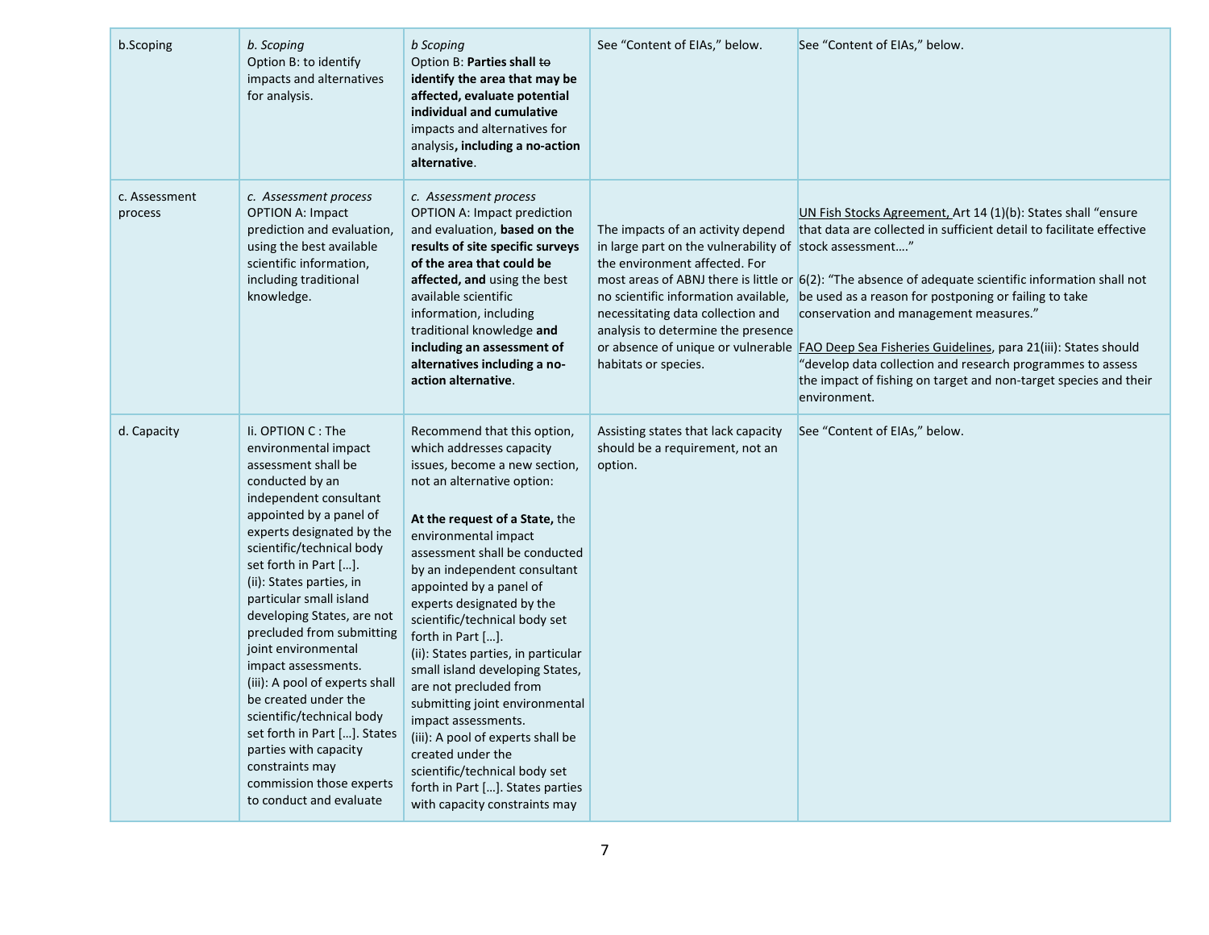| b.Scoping | *b. Scoping*<br>Option B: to identify impacts and alternatives for analysis. | *b Scoping*<br>Option B: **Parties shall** ~~to~~ **identify the area that may be affected, evaluate potential individual and cumulative** impacts and alternatives for analysis**, including a no-action alternative**. | See "Content of EIAs," below. | See "Content of EIAs," below. |
|---|---|---|---|---|
| c. Assessment process | *c. Assessment process*<br>OPTION A: Impact prediction and evaluation, using the best available scientific information, including traditional knowledge. | *c. Assessment process*<br>OPTION A: Impact prediction and evaluation, **based on the results of site specific surveys of the area that could be affected, and** using the best available scientific information, including traditional knowledge **and including an assessment of alternatives including a no-action alternative**. | The impacts of an activity depend in large part on the vulnerability of the environment affected. For most areas of ABNJ there is little or no scientific information available, necessitating data collection and analysis to determine the presence or absence of unique or vulnerable habitats or species. | UN Fish Stocks Agreement, Art 14 (1)(b): States shall "ensure that data are collected in sufficient detail to facilitate effective stock assessment…."<br><br>6(2): "The absence of adequate scientific information shall not be used as a reason for postponing or failing to take conservation and management measures."<br><br>FAO Deep Sea Fisheries Guidelines, para 21(iii): States should "develop data collection and research programmes to assess the impact of fishing on target and non-target species and their environment. |
| d. Capacity | Ii. OPTION C : The environmental impact assessment shall be conducted by an independent consultant appointed by a panel of experts designated by the scientific/technical body set forth in Part […].<br>(ii): States parties, in particular small island developing States, are not precluded from submitting joint environmental impact assessments.<br>(iii): A pool of experts shall be created under the scientific/technical body set forth in Part […]. States parties with capacity constraints may commission those experts to conduct and evaluate | Recommend that this option, which addresses capacity issues, become a new section, not an alternative option:<br><br>**At the request of a State,** the environmental impact assessment shall be conducted by an independent consultant appointed by a panel of experts designated by the scientific/technical body set forth in Part […].<br>(ii): States parties, in particular small island developing States, are not precluded from submitting joint environmental impact assessments.<br>(iii): A pool of experts shall be created under the scientific/technical body set forth in Part […]. States parties with capacity constraints may | Assisting states that lack capacity should be a requirement, not an option. | See "Content of EIAs," below. |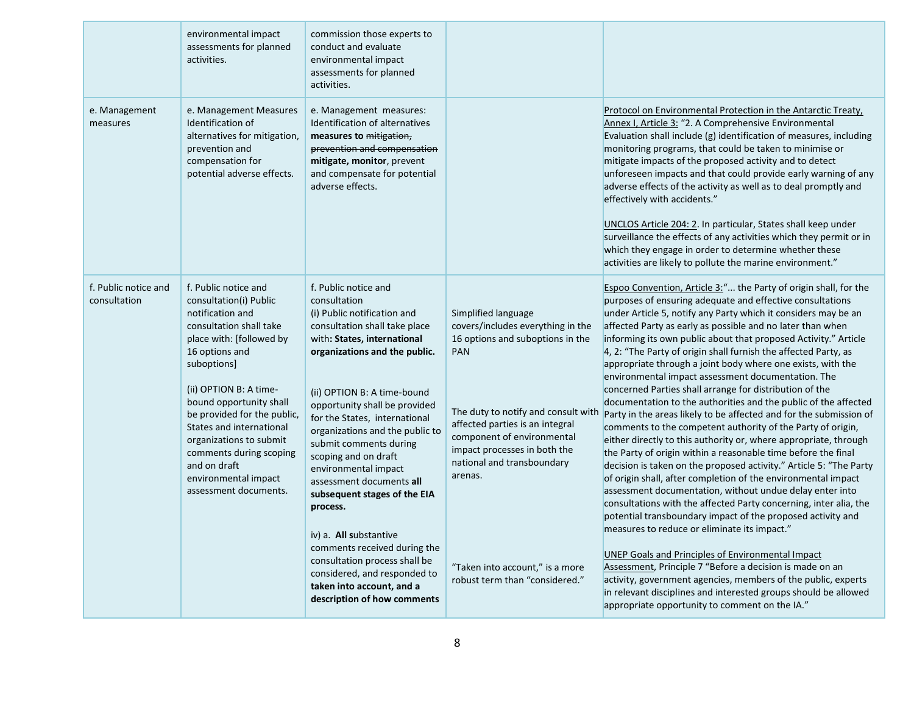| | | | | |
|---|---|---|---|---|
| | environmental impact assessments for planned activities. | commission those experts to conduct and evaluate environmental impact assessments for planned activities. | | |
| e. Management measures | e. Management Measures Identification of alternatives for mitigation, prevention and compensation for potential adverse effects. | e. Management measures: Identification of alternative~~s~~ **measures to** ~~mitigation, prevention and compensation~~ **mitigate, monitor**, prevent and compensate for potential adverse effects. | | Protocol on Environmental Protection in the Antarctic Treaty, Annex I, Article 3: "2. A Comprehensive Environmental Evaluation shall include (g) identification of measures, including monitoring programs, that could be taken to minimise or mitigate impacts of the proposed activity and to detect unforeseen impacts and that could provide early warning of any adverse effects of the activity as well as to deal promptly and effectively with accidents."<br><br>UNCLOS Article 204: 2. In particular, States shall keep under surveillance the effects of any activities which they permit or in which they engage in order to determine whether these activities are likely to pollute the marine environment." |
| f. Public notice and consultation | f. Public notice and consultation(i) Public notification and consultation shall take place with: [followed by 16 options and suboptions]<br><br>(ii) OPTION B: A time-bound opportunity shall be provided for the public, States and international organizations to submit comments during scoping and on draft environmental impact assessment documents. | f. Public notice and consultation<br>(i) Public notification and consultation shall take place with**: States, international organizations and the public.**<br><br>(ii) OPTION B: A time-bound opportunity shall be provided for the States, international organizations and the public to submit comments during scoping and on draft environmental impact assessment documents **all subsequent stages of the EIA process.**<br><br>iv) a. **All s**ubstantive comments received during the consultation process shall be considered, and responded to **taken into account, and a description of how comments** | Simplified language covers/includes everything in the 16 options and suboptions in the PAN<br><br>The duty to notify and consult with affected parties is an integral component of environmental impact processes in both the national and transboundary arenas.<br><br>"Taken into account," is a more robust term than "considered." | Espoo Convention, Article 3:"... the Party of origin shall, for the purposes of ensuring adequate and effective consultations under Article 5, notify any Party which it considers may be an affected Party as early as possible and no later than when informing its own public about that proposed Activity." Article 4, 2: "The Party of origin shall furnish the affected Party, as appropriate through a joint body where one exists, with the environmental impact assessment documentation. The concerned Parties shall arrange for distribution of the documentation to the authorities and the public of the affected Party in the areas likely to be affected and for the submission of comments to the competent authority of the Party of origin, either directly to this authority or, where appropriate, through the Party of origin within a reasonable time before the final decision is taken on the proposed activity." Article 5: "The Party of origin shall, after completion of the environmental impact assessment documentation, without undue delay enter into consultations with the affected Party concerning, inter alia, the potential transboundary impact of the proposed activity and measures to reduce or eliminate its impact."<br><br>UNEP Goals and Principles of Environmental Impact Assessment, Principle 7 "Before a decision is made on an activity, government agencies, members of the public, experts in relevant disciplines and interested groups should be allowed appropriate opportunity to comment on the IA." |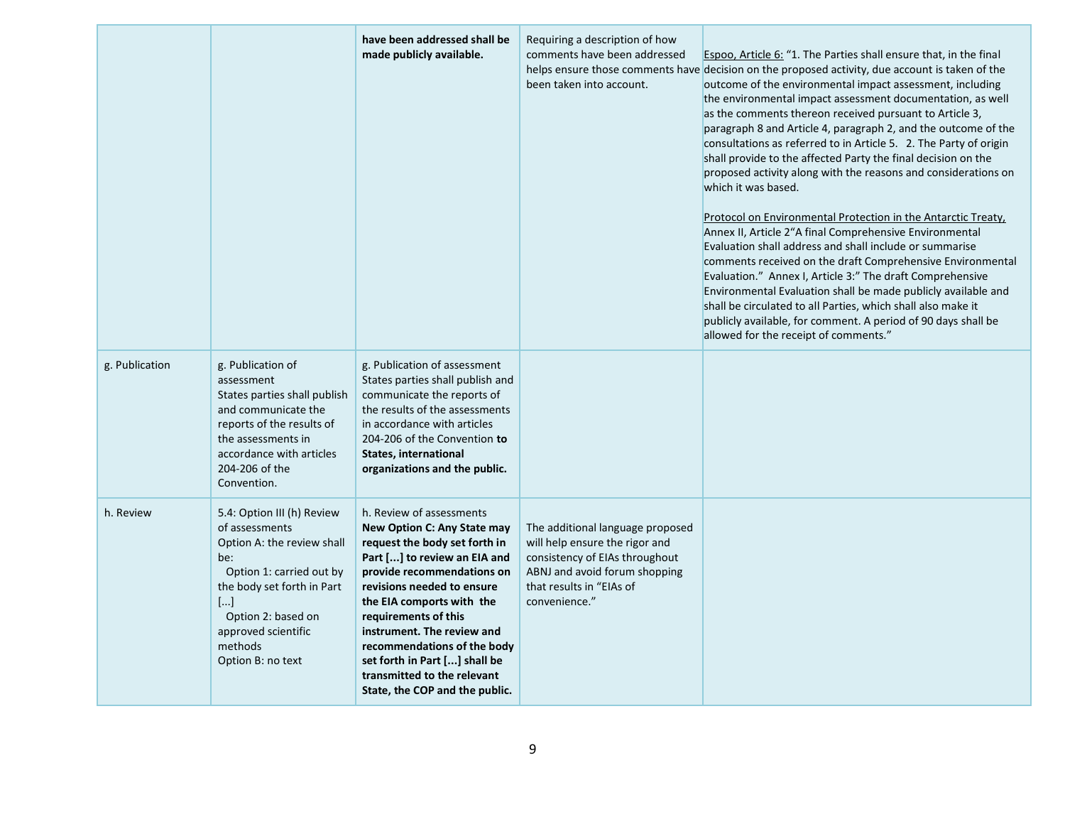| | | **have been addressed shall be made publicly available.** | Requiring a description of how comments have been addressed helps ensure those comments have been taken into account. | Espoo, Article 6: "1. The Parties shall ensure that, in the final decision on the proposed activity, due account is taken of the outcome of the environmental impact assessment, including the environmental impact assessment documentation, as well as the comments thereon received pursuant to Article 3, paragraph 8 and Article 4, paragraph 2, and the outcome of the consultations as referred to in Article 5. 2. The Party of origin shall provide to the affected Party the final decision on the proposed activity along with the reasons and considerations on which it was based.<br><br>Protocol on Environmental Protection in the Antarctic Treaty, Annex II, Article 2"A final Comprehensive Environmental Evaluation shall address and shall include or summarise comments received on the draft Comprehensive Environmental Evaluation." Annex I, Article 3:" The draft Comprehensive Environmental Evaluation shall be made publicly available and shall be circulated to all Parties, which shall also make it publicly available, for comment. A period of 90 days shall be allowed for the receipt of comments." |
|---|---|---|---|---|
| g. Publication | g. Publication of assessment<br>States parties shall publish and communicate the reports of the results of the assessments in accordance with articles 204-206 of the Convention. | g. Publication of assessment<br>States parties shall publish and communicate the reports of the results of the assessments in accordance with articles 204-206 of the Convention **to States, international organizations and the public.** | | |
| h. Review | 5.4: Option III (h) Review of assessments<br>Option A: the review shall be:<br>Option 1: carried out by the body set forth in Part [...]<br>Option 2: based on approved scientific methods<br>Option B: no text | h. Review of assessments<br>**New Option C: Any State may request the body set forth in Part [...] to review an EIA and provide recommendations on revisions needed to ensure the EIA comports with the requirements of this instrument. The review and recommendations of the body set forth in Part [...] shall be transmitted to the relevant State, the COP and the public.** | The additional language proposed will help ensure the rigor and consistency of EIAs throughout ABNJ and avoid forum shopping that results in "EIAs of convenience." | |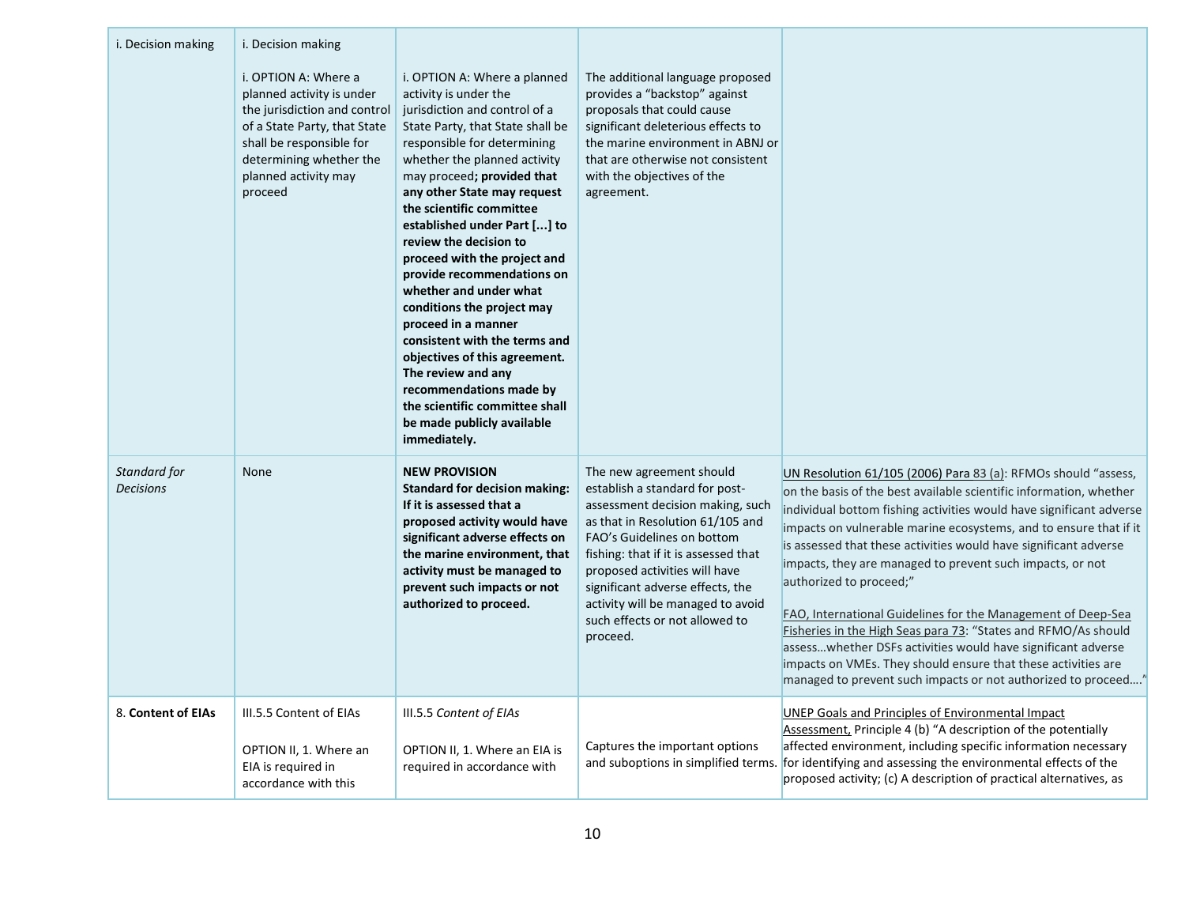| i. Decision making | i. Decision making<br><br>i. OPTION A: Where a planned activity is under the jurisdiction and control of a State Party, that State shall be responsible for determining whether the planned activity may proceed | i. OPTION A: Where a planned activity is under the jurisdiction and control of a State Party, that State shall be responsible for determining whether the planned activity may proceed**; provided that any other State may request the scientific committee established under Part [...] to review the decision to proceed with the project and provide recommendations on whether and under what conditions the project may proceed in a manner consistent with the terms and objectives of this agreement. The review and any recommendations made by the scientific committee shall be made publicly available immediately.** | The additional language proposed provides a "backstop" against proposals that could cause significant deleterious effects to the marine environment in ABNJ or that are otherwise not consistent with the objectives of the agreement. | |
|---|---|---|---|---|
| *Standard for Decisions* | None | **NEW PROVISION**<br>**Standard for decision making: If it is assessed that a proposed activity would have significant adverse effects on the marine environment, that activity must be managed to prevent such impacts or not authorized to proceed.** | The new agreement should establish a standard for post-assessment decision making, such as that in Resolution 61/105 and FAO's Guidelines on bottom fishing: that if it is assessed that proposed activities will have significant adverse effects, the activity will be managed to avoid such effects or not allowed to proceed. | UN Resolution 61/105 (2006) Para 83 (a): RFMOs should "assess, on the basis of the best available scientific information, whether individual bottom fishing activities would have significant adverse impacts on vulnerable marine ecosystems, and to ensure that if it is assessed that these activities would have significant adverse impacts, they are managed to prevent such impacts, or not authorized to proceed;"<br><br>FAO, International Guidelines for the Management of Deep-Sea Fisheries in the High Seas para 73: "States and RFMO/As should assess…whether DSFs activities would have significant adverse impacts on VMEs. They should ensure that these activities are managed to prevent such impacts or not authorized to proceed…." |
| 8. **Content of EIAs** | III.5.5 Content of EIAs<br><br>OPTION II, 1. Where an EIA is required in accordance with this | III.5.5 *Content of EIAs*<br><br>OPTION II, 1. Where an EIA is required in accordance with | Captures the important options and suboptions in simplified terms. | UNEP Goals and Principles of Environmental Impact Assessment, Principle 4 (b) "A description of the potentially affected environment, including specific information necessary for identifying and assessing the environmental effects of the proposed activity; (c) A description of practical alternatives, as |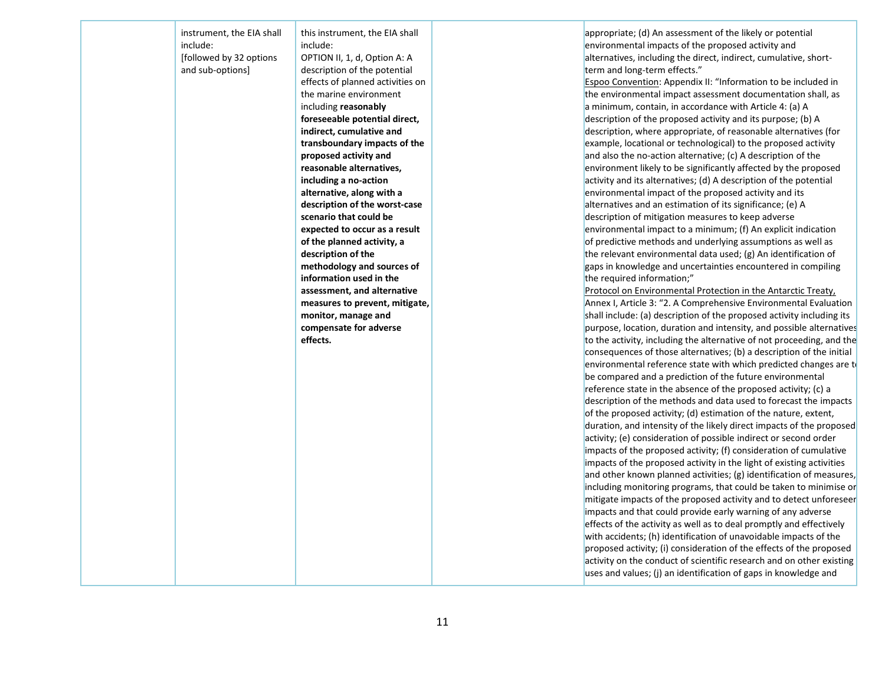| | | | | |
|---|---|---|---|---|
| | instrument, the EIA shall include:<br>[followed by 32 options and sub-options] | this instrument, the EIA shall include:<br>OPTION II, 1, d, Option A: A description of the potential effects of planned activities on the marine environment including **reasonably foreseeable potential direct, indirect, cumulative and transboundary impacts of the proposed activity and reasonable alternatives, including a no-action alternative, along with a description of the worst-case scenario that could be expected to occur as a result of the planned activity, a description of the methodology and sources of information used in the assessment, and alternative measures to prevent, mitigate, monitor, manage and compensate for adverse effects.** | | appropriate; (d) An assessment of the likely or potential environmental impacts of the proposed activity and alternatives, including the direct, indirect, cumulative, short-term and long-term effects."<br>Espoo Convention: Appendix II: "Information to be included in the environmental impact assessment documentation shall, as a minimum, contain, in accordance with Article 4: (a) A description of the proposed activity and its purpose; (b) A description, where appropriate, of reasonable alternatives (for example, locational or technological) to the proposed activity and also the no-action alternative; (c) A description of the environment likely to be significantly affected by the proposed activity and its alternatives; (d) A description of the potential environmental impact of the proposed activity and its alternatives and an estimation of its significance; (e) A description of mitigation measures to keep adverse environmental impact to a minimum; (f) An explicit indication of predictive methods and underlying assumptions as well as the relevant environmental data used; (g) An identification of gaps in knowledge and uncertainties encountered in compiling the required information;"<br>Protocol on Environmental Protection in the Antarctic Treaty, Annex I, Article 3: "2. A Comprehensive Environmental Evaluation shall include: (a) description of the proposed activity including its purpose, location, duration and intensity, and possible alternatives to the activity, including the alternative of not proceeding, and the consequences of those alternatives; (b) a description of the initial environmental reference state with which predicted changes are to be compared and a prediction of the future environmental reference state in the absence of the proposed activity; (c) a description of the methods and data used to forecast the impacts of the proposed activity; (d) estimation of the nature, extent, duration, and intensity of the likely direct impacts of the proposed activity; (e) consideration of possible indirect or second order impacts of the proposed activity; (f) consideration of cumulative impacts of the proposed activity in the light of existing activities and other known planned activities; (g) identification of measures, including monitoring programs, that could be taken to minimise or mitigate impacts of the proposed activity and to detect unforeseen impacts and that could provide early warning of any adverse effects of the activity as well as to deal promptly and effectively with accidents; (h) identification of unavoidable impacts of the proposed activity; (i) consideration of the effects of the proposed activity on the conduct of scientific research and on other existing uses and values; (j) an identification of gaps in knowledge and |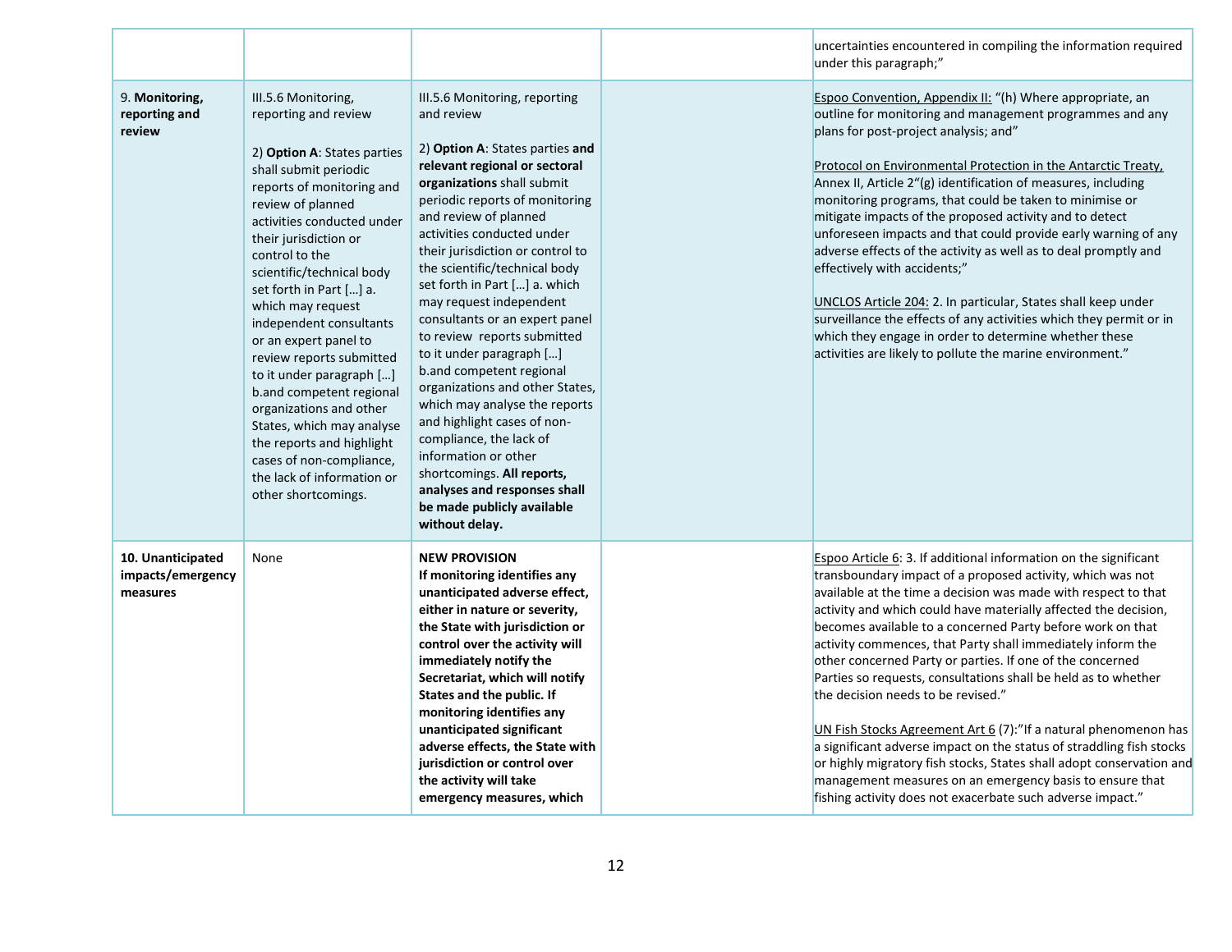| | | | | |
|---|---|---|---|---|
| | | | | uncertainties encountered in compiling the information required under this paragraph;" |
| 9. **Monitoring, reporting and review** | III.5.6 Monitoring, reporting and review<br><br>2) **Option A**: States parties shall submit periodic reports of monitoring and review of planned activities conducted under their jurisdiction or control to the scientific/technical body set forth in Part […] a. which may request independent consultants or an expert panel to review reports submitted to it under paragraph […] b.and competent regional organizations and other States, which may analyse the reports and highlight cases of non-compliance, the lack of information or other shortcomings. | III.5.6 Monitoring, reporting and review<br><br>2) **Option A**: States parties **and relevant regional or sectoral organizations** shall submit periodic reports of monitoring and review of planned activities conducted under their jurisdiction or control to the scientific/technical body set forth in Part […] a. which may request independent consultants or an expert panel to review reports submitted to it under paragraph […] b.and competent regional organizations and other States, which may analyse the reports and highlight cases of non-compliance, the lack of information or other shortcomings. **All reports, analyses and responses shall be made publicly available without delay.** | | Espoo Convention, Appendix II: "(h) Where appropriate, an outline for monitoring and management programmes and any plans for post-project analysis; and"<br><br>Protocol on Environmental Protection in the Antarctic Treaty, Annex II, Article 2"(g) identification of measures, including monitoring programs, that could be taken to minimise or mitigate impacts of the proposed activity and to detect unforeseen impacts and that could provide early warning of any adverse effects of the activity as well as to deal promptly and effectively with accidents;"<br><br>UNCLOS Article 204: 2. In particular, States shall keep under surveillance the effects of any activities which they permit or in which they engage in order to determine whether these activities are likely to pollute the marine environment." |
| **10. Unanticipated impacts/emergency measures** | None | **NEW PROVISION**<br>**If monitoring identifies any unanticipated adverse effect, either in nature or severity, the State with jurisdiction or control over the activity will immediately notify the Secretariat, which will notify States and the public. If monitoring identifies any unanticipated significant adverse effects, the State with jurisdiction or control over the activity will take emergency measures, which** | | Espoo Article 6: 3. If additional information on the significant transboundary impact of a proposed activity, which was not available at the time a decision was made with respect to that activity and which could have materially affected the decision, becomes available to a concerned Party before work on that activity commences, that Party shall immediately inform the other concerned Party or parties. If one of the concerned Parties so requests, consultations shall be held as to whether the decision needs to be revised."<br><br>UN Fish Stocks Agreement Art 6 (7):"If a natural phenomenon has a significant adverse impact on the status of straddling fish stocks or highly migratory fish stocks, States shall adopt conservation and management measures on an emergency basis to ensure that fishing activity does not exacerbate such adverse impact." |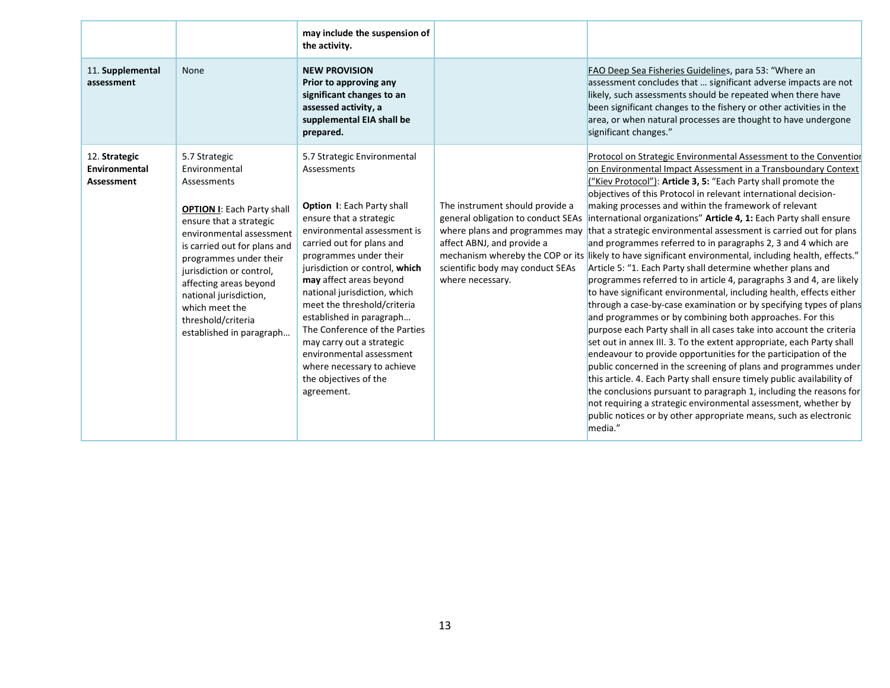| | | | | |
|---|---|---|---|---|
| | | **may include the suspension of the activity.** | | |
| 11. **Supplemental assessment** | None | **NEW PROVISION**<br>**Prior to approving any significant changes to an assessed activity, a supplemental EIA shall be prepared.** | | FAO Deep Sea Fisheries Guidelines, para 53: "Where an assessment concludes that … significant adverse impacts are not likely, such assessments should be repeated when there have been significant changes to the fishery or other activities in the area, or when natural processes are thought to have undergone significant changes." |
| 12. **Strategic Environmental Assessment** | 5.7 Strategic Environmental Assessments<br><br>**OPTION I**: Each Party shall ensure that a strategic environmental assessment is carried out for plans and programmes under their jurisdiction or control, affecting areas beyond national jurisdiction, which meet the threshold/criteria established in paragraph… | 5.7 Strategic Environmental Assessments<br><br>**Option I**: Each Party shall ensure that a strategic environmental assessment is carried out for plans and programmes under their jurisdiction or control, **which may** affect areas beyond national jurisdiction, which meet the threshold/criteria established in paragraph… The Conference of the Parties may carry out a strategic environmental assessment where necessary to achieve the objectives of the agreement. | The instrument should provide a general obligation to conduct SEAs where plans and programmes may affect ABNJ, and provide a mechanism whereby the COP or its scientific body may conduct SEAs where necessary. | Protocol on Strategic Environmental Assessment to the Convention on Environmental Impact Assessment in a Transboundary Context ("Kiev Protocol"): **Article 3, 5:** "Each Party shall promote the objectives of this Protocol in relevant international decision-making processes and within the framework of relevant international organizations" **Article 4, 1:** Each Party shall ensure that a strategic environmental assessment is carried out for plans and programmes referred to in paragraphs 2, 3 and 4 which are likely to have significant environmental, including health, effects." Article 5: "1. Each Party shall determine whether plans and programmes referred to in article 4, paragraphs 3 and 4, are likely to have significant environmental, including health, effects either through a case-by-case examination or by specifying types of plans and programmes or by combining both approaches. For this purpose each Party shall in all cases take into account the criteria set out in annex III. 3. To the extent appropriate, each Party shall endeavour to provide opportunities for the participation of the public concerned in the screening of plans and programmes under this article. 4. Each Party shall ensure timely public availability of the conclusions pursuant to paragraph 1, including the reasons for not requiring a strategic environmental assessment, whether by public notices or by other appropriate means, such as electronic media." |